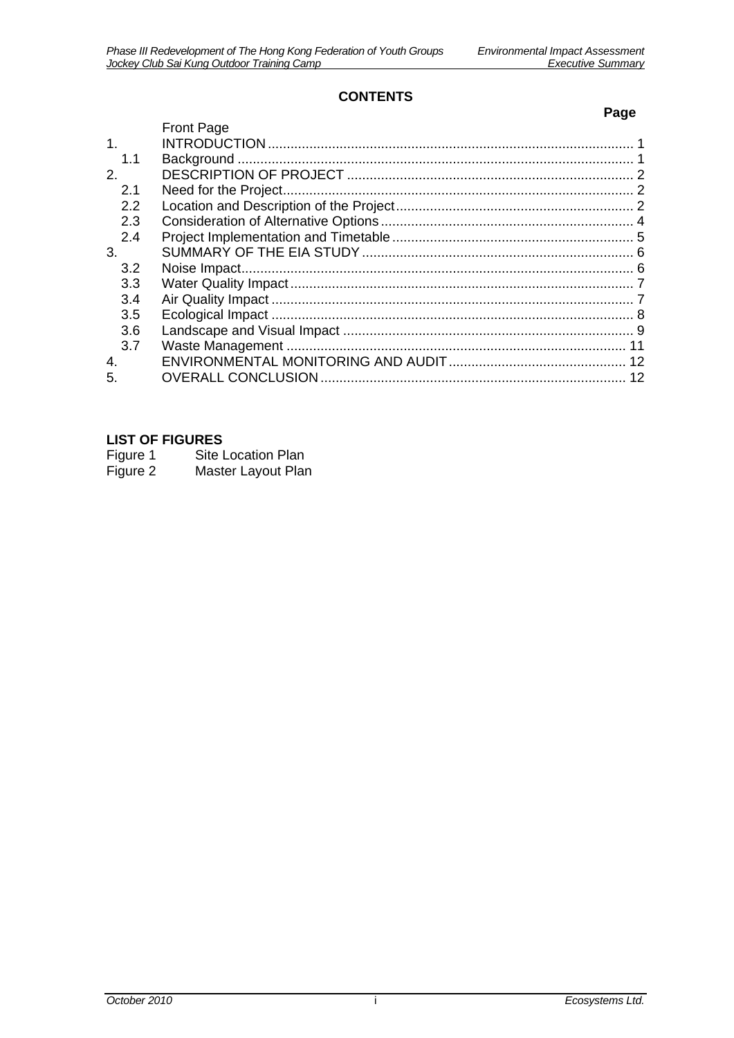## CONTENTS

| | | Page |
|---|---|---|
| | Front Page | |
| 1. | INTRODUCTION | 1 |
| 1.1 | Background | 1 |
| 2. | DESCRIPTION OF PROJECT | 2 |
| 2.1 | Need for the Project | 2 |
| 2.2 | Location and Description of the Project | 2 |
| 2.3 | Consideration of Alternative Options | 4 |
| 2.4 | Project Implementation and Timetable | 5 |
| 3. | SUMMARY OF THE EIA STUDY | 6 |
| 3.2 | Noise Impact | 6 |
| 3.3 | Water Quality Impact | 7 |
| 3.4 | Air Quality Impact | 7 |
| 3.5 | Ecological Impact | 8 |
| 3.6 | Landscape and Visual Impact | 9 |
| 3.7 | Waste Management | 11 |
| 4. | ENVIRONMENTAL MONITORING AND AUDIT | 12 |
| 5. | OVERALL CONCLUSION | 12 |

**LIST OF FIGURES**

Figure 1 Site Location Plan
Figure 2 Master Layout Plan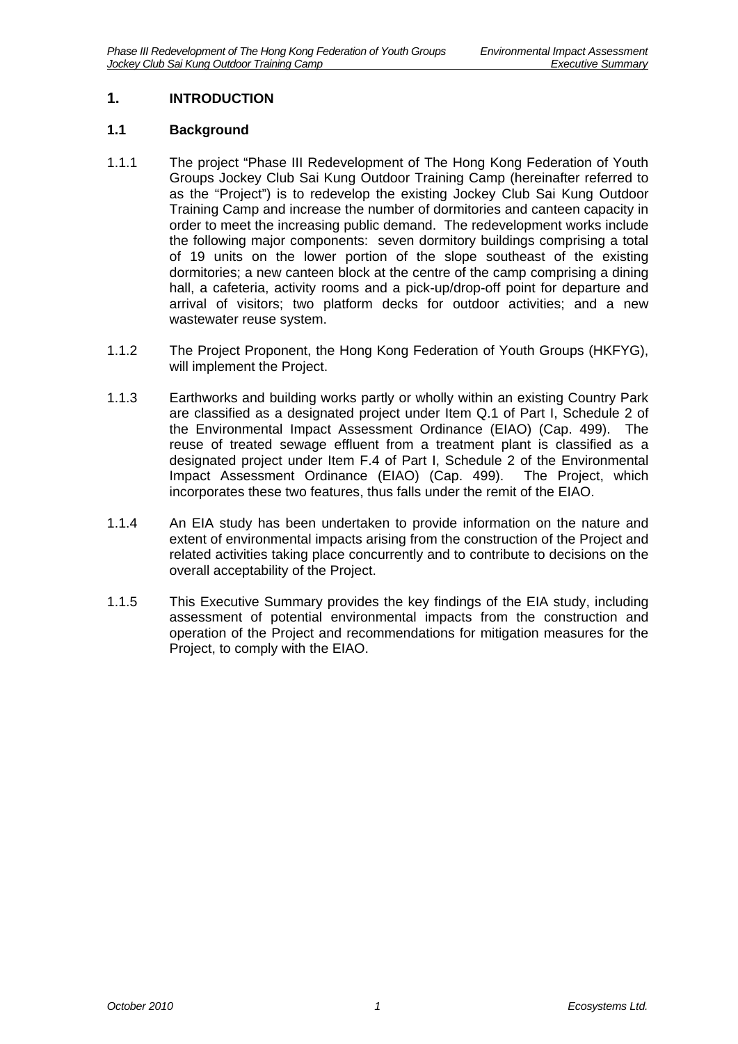# 1. INTRODUCTION

## 1.1 Background

1.1.1 The project "Phase III Redevelopment of The Hong Kong Federation of Youth Groups Jockey Club Sai Kung Outdoor Training Camp (hereinafter referred to as the "Project") is to redevelop the existing Jockey Club Sai Kung Outdoor Training Camp and increase the number of dormitories and canteen capacity in order to meet the increasing public demand. The redevelopment works include the following major components: seven dormitory buildings comprising a total of 19 units on the lower portion of the slope southeast of the existing dormitories; a new canteen block at the centre of the camp comprising a dining hall, a cafeteria, activity rooms and a pick-up/drop-off point for departure and arrival of visitors; two platform decks for outdoor activities; and a new wastewater reuse system.

1.1.2 The Project Proponent, the Hong Kong Federation of Youth Groups (HKFYG), will implement the Project.

1.1.3 Earthworks and building works partly or wholly within an existing Country Park are classified as a designated project under Item Q.1 of Part I, Schedule 2 of the Environmental Impact Assessment Ordinance (EIAO) (Cap. 499). The reuse of treated sewage effluent from a treatment plant is classified as a designated project under Item F.4 of Part I, Schedule 2 of the Environmental Impact Assessment Ordinance (EIAO) (Cap. 499). The Project, which incorporates these two features, thus falls under the remit of the EIAO.

1.1.4 An EIA study has been undertaken to provide information on the nature and extent of environmental impacts arising from the construction of the Project and related activities taking place concurrently and to contribute to decisions on the overall acceptability of the Project.

1.1.5 This Executive Summary provides the key findings of the EIA study, including assessment of potential environmental impacts from the construction and operation of the Project and recommendations for mitigation measures for the Project, to comply with the EIAO.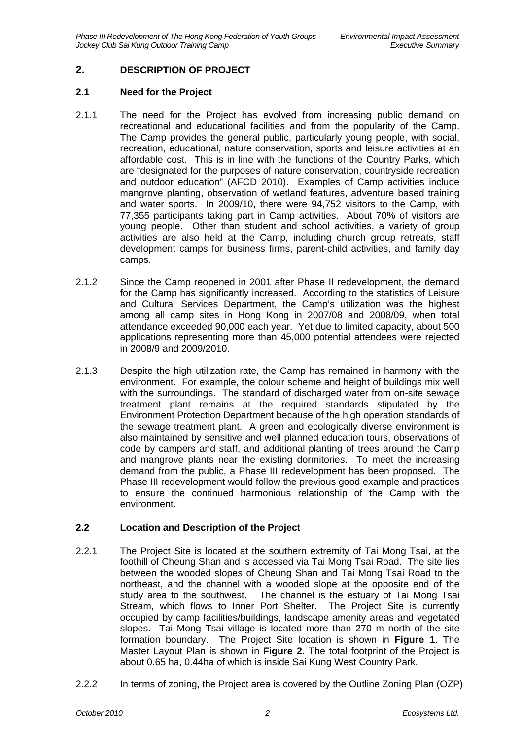## 2. DESCRIPTION OF PROJECT

### 2.1 Need for the Project

2.1.1 The need for the Project has evolved from increasing public demand on recreational and educational facilities and from the popularity of the Camp. The Camp provides the general public, particularly young people, with social, recreation, educational, nature conservation, sports and leisure activities at an affordable cost. This is in line with the functions of the Country Parks, which are "designated for the purposes of nature conservation, countryside recreation and outdoor education" (AFCD 2010). Examples of Camp activities include mangrove planting, observation of wetland features, adventure based training and water sports. In 2009/10, there were 94,752 visitors to the Camp, with 77,355 participants taking part in Camp activities. About 70% of visitors are young people. Other than student and school activities, a variety of group activities are also held at the Camp, including church group retreats, staff development camps for business firms, parent-child activities, and family day camps.

2.1.2 Since the Camp reopened in 2001 after Phase II redevelopment, the demand for the Camp has significantly increased. According to the statistics of Leisure and Cultural Services Department, the Camp's utilization was the highest among all camp sites in Hong Kong in 2007/08 and 2008/09, when total attendance exceeded 90,000 each year. Yet due to limited capacity, about 500 applications representing more than 45,000 potential attendees were rejected in 2008/9 and 2009/2010.

2.1.3 Despite the high utilization rate, the Camp has remained in harmony with the environment. For example, the colour scheme and height of buildings mix well with the surroundings. The standard of discharged water from on-site sewage treatment plant remains at the required standards stipulated by the Environment Protection Department because of the high operation standards of the sewage treatment plant. A green and ecologically diverse environment is also maintained by sensitive and well planned education tours, observations of code by campers and staff, and additional planting of trees around the Camp and mangrove plants near the existing dormitories. To meet the increasing demand from the public, a Phase III redevelopment has been proposed. The Phase III redevelopment would follow the previous good example and practices to ensure the continued harmonious relationship of the Camp with the environment.

### 2.2 Location and Description of the Project

2.2.1 The Project Site is located at the southern extremity of Tai Mong Tsai, at the foothill of Cheung Shan and is accessed via Tai Mong Tsai Road. The site lies between the wooded slopes of Cheung Shan and Tai Mong Tsai Road to the northeast, and the channel with a wooded slope at the opposite end of the study area to the southwest. The channel is the estuary of Tai Mong Tsai Stream, which flows to Inner Port Shelter. The Project Site is currently occupied by camp facilities/buildings, landscape amenity areas and vegetated slopes. Tai Mong Tsai village is located more than 270 m north of the site formation boundary. The Project Site location is shown in **Figure 1**. The Master Layout Plan is shown in **Figure 2**. The total footprint of the Project is about 0.65 ha, 0.44ha of which is inside Sai Kung West Country Park.

2.2.2 In terms of zoning, the Project area is covered by the Outline Zoning Plan (OZP)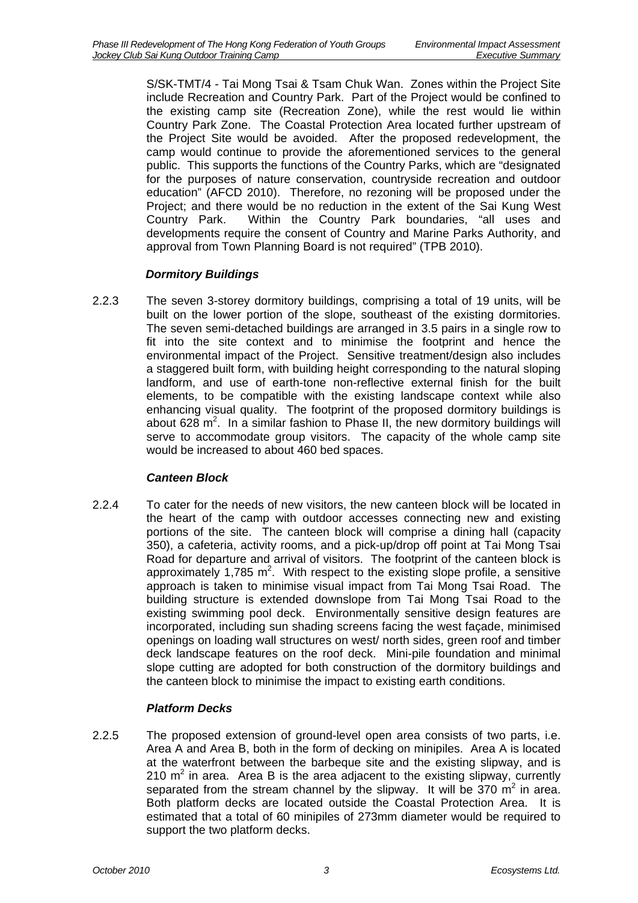S/SK-TMT/4 - Tai Mong Tsai & Tsam Chuk Wan. Zones within the Project Site include Recreation and Country Park. Part of the Project would be confined to the existing camp site (Recreation Zone), while the rest would lie within Country Park Zone. The Coastal Protection Area located further upstream of the Project Site would be avoided. After the proposed redevelopment, the camp would continue to provide the aforementioned services to the general public. This supports the functions of the Country Parks, which are "designated for the purposes of nature conservation, countryside recreation and outdoor education" (AFCD 2010). Therefore, no rezoning will be proposed under the Project; and there would be no reduction in the extent of the Sai Kung West Country Park. Within the Country Park boundaries, "all uses and developments require the consent of Country and Marine Parks Authority, and approval from Town Planning Board is not required" (TPB 2010).

### *Dormitory Buildings*

2.2.3 The seven 3-storey dormitory buildings, comprising a total of 19 units, will be built on the lower portion of the slope, southeast of the existing dormitories. The seven semi-detached buildings are arranged in 3.5 pairs in a single row to fit into the site context and to minimise the footprint and hence the environmental impact of the Project. Sensitive treatment/design also includes a staggered built form, with building height corresponding to the natural sloping landform, and use of earth-tone non-reflective external finish for the built elements, to be compatible with the existing landscape context while also enhancing visual quality. The footprint of the proposed dormitory buildings is about 628 $m^2$. In a similar fashion to Phase II, the new dormitory buildings will serve to accommodate group visitors. The capacity of the whole camp site would be increased to about 460 bed spaces.

### *Canteen Block*

2.2.4 To cater for the needs of new visitors, the new canteen block will be located in the heart of the camp with outdoor accesses connecting new and existing portions of the site. The canteen block will comprise a dining hall (capacity 350), a cafeteria, activity rooms, and a pick-up/drop off point at Tai Mong Tsai Road for departure and arrival of visitors. The footprint of the canteen block is approximately 1,785 $m^2$. With respect to the existing slope profile, a sensitive approach is taken to minimise visual impact from Tai Mong Tsai Road. The building structure is extended downslope from Tai Mong Tsai Road to the existing swimming pool deck. Environmentally sensitive design features are incorporated, including sun shading screens facing the west façade, minimised openings on loading wall structures on west/ north sides, green roof and timber deck landscape features on the roof deck. Mini-pile foundation and minimal slope cutting are adopted for both construction of the dormitory buildings and the canteen block to minimise the impact to existing earth conditions.

### *Platform Decks*

2.2.5 The proposed extension of ground-level open area consists of two parts, i.e. Area A and Area B, both in the form of decking on minipiles. Area A is located at the waterfront between the barbeque site and the existing slipway, and is 210 $m^2$ in area. Area B is the area adjacent to the existing slipway, currently separated from the stream channel by the slipway. It will be 370 $m^2$ in area. Both platform decks are located outside the Coastal Protection Area. It is estimated that a total of 60 minipiles of 273mm diameter would be required to support the two platform decks.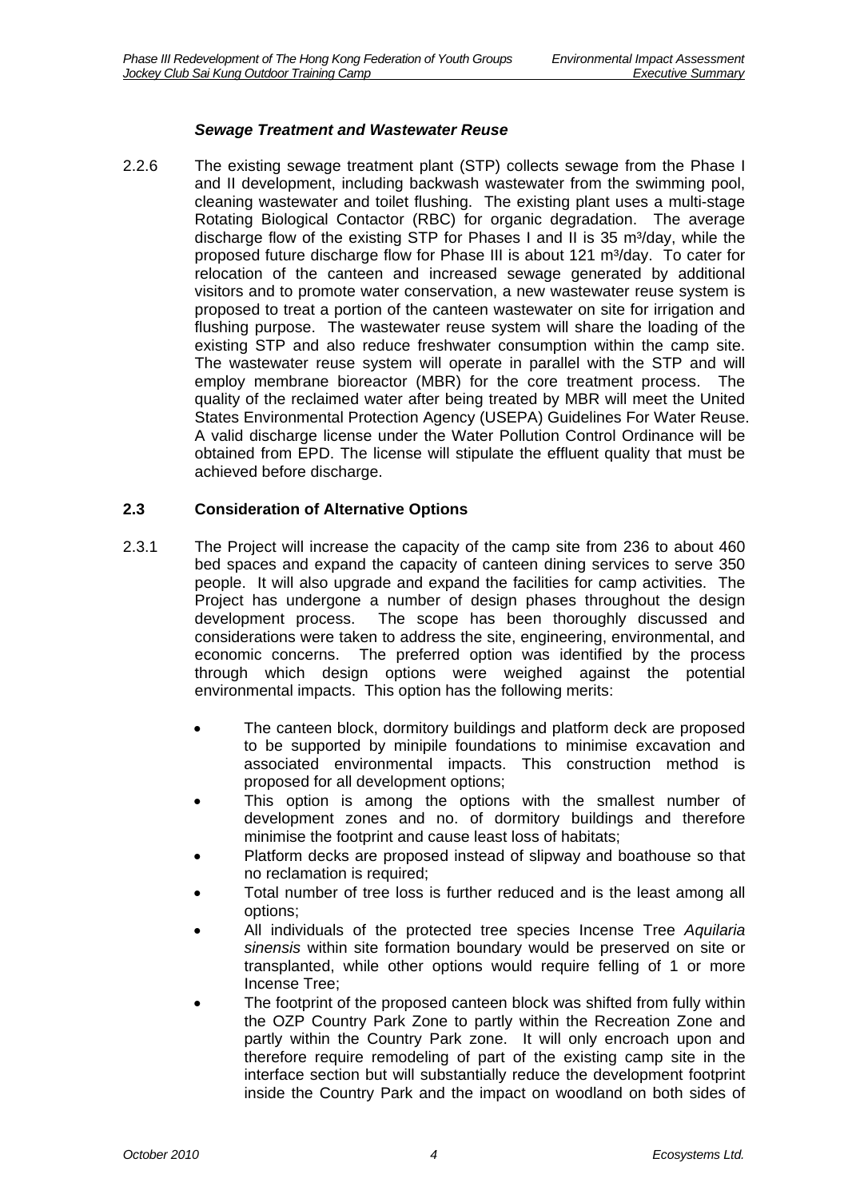### *Sewage Treatment and Wastewater Reuse*

2.2.6 The existing sewage treatment plant (STP) collects sewage from the Phase I and II development, including backwash wastewater from the swimming pool, cleaning wastewater and toilet flushing. The existing plant uses a multi-stage Rotating Biological Contactor (RBC) for organic degradation. The average discharge flow of the existing STP for Phases I and II is 35 $m^3$/day, while the proposed future discharge flow for Phase III is about 121 $m^3$/day. To cater for relocation of the canteen and increased sewage generated by additional visitors and to promote water conservation, a new wastewater reuse system is proposed to treat a portion of the canteen wastewater on site for irrigation and flushing purpose. The wastewater reuse system will share the loading of the existing STP and also reduce freshwater consumption within the camp site. The wastewater reuse system will operate in parallel with the STP and will employ membrane bioreactor (MBR) for the core treatment process. The quality of the reclaimed water after being treated by MBR will meet the United States Environmental Protection Agency (USEPA) Guidelines For Water Reuse. A valid discharge license under the Water Pollution Control Ordinance will be obtained from EPD. The license will stipulate the effluent quality that must be achieved before discharge.

## 2.3 Consideration of Alternative Options

2.3.1 The Project will increase the capacity of the camp site from 236 to about 460 bed spaces and expand the capacity of canteen dining services to serve 350 people. It will also upgrade and expand the facilities for camp activities. The Project has undergone a number of design phases throughout the design development process. The scope has been thoroughly discussed and considerations were taken to address the site, engineering, environmental, and economic concerns. The preferred option was identified by the process through which design options were weighed against the potential environmental impacts. This option has the following merits:

- The canteen block, dormitory buildings and platform deck are proposed to be supported by minipile foundations to minimise excavation and associated environmental impacts. This construction method is proposed for all development options;
- This option is among the options with the smallest number of development zones and no. of dormitory buildings and therefore minimise the footprint and cause least loss of habitats;
- Platform decks are proposed instead of slipway and boathouse so that no reclamation is required;
- Total number of tree loss is further reduced and is the least among all options;
- All individuals of the protected tree species Incense Tree *Aquilaria sinensis* within site formation boundary would be preserved on site or transplanted, while other options would require felling of 1 or more Incense Tree;
- The footprint of the proposed canteen block was shifted from fully within the OZP Country Park Zone to partly within the Recreation Zone and partly within the Country Park zone. It will only encroach upon and therefore require remodeling of part of the existing camp site in the interface section but will substantially reduce the development footprint inside the Country Park and the impact on woodland on both sides of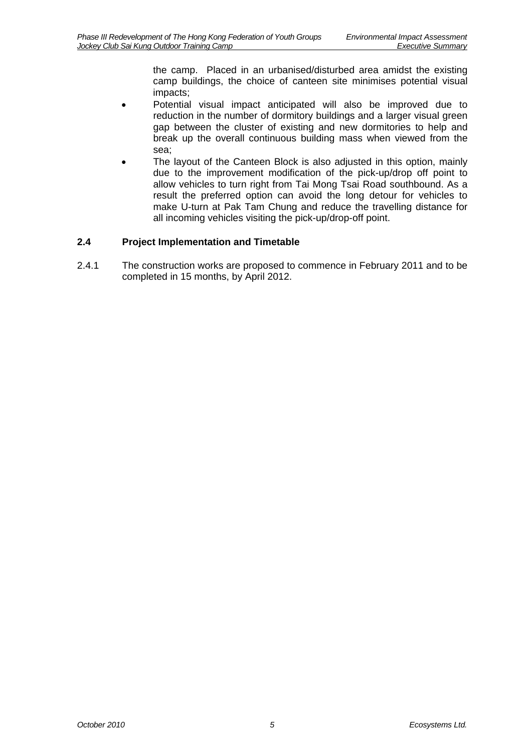the camp. Placed in an urbanised/disturbed area amidst the existing camp buildings, the choice of canteen site minimises potential visual impacts;

- Potential visual impact anticipated will also be improved due to reduction in the number of dormitory buildings and a larger visual green gap between the cluster of existing and new dormitories to help and break up the overall continuous building mass when viewed from the sea;
- The layout of the Canteen Block is also adjusted in this option, mainly due to the improvement modification of the pick-up/drop off point to allow vehicles to turn right from Tai Mong Tsai Road southbound. As a result the preferred option can avoid the long detour for vehicles to make U-turn at Pak Tam Chung and reduce the travelling distance for all incoming vehicles visiting the pick-up/drop-off point.

### 2.4 Project Implementation and Timetable

2.4.1 The construction works are proposed to commence in February 2011 and to be completed in 15 months, by April 2012.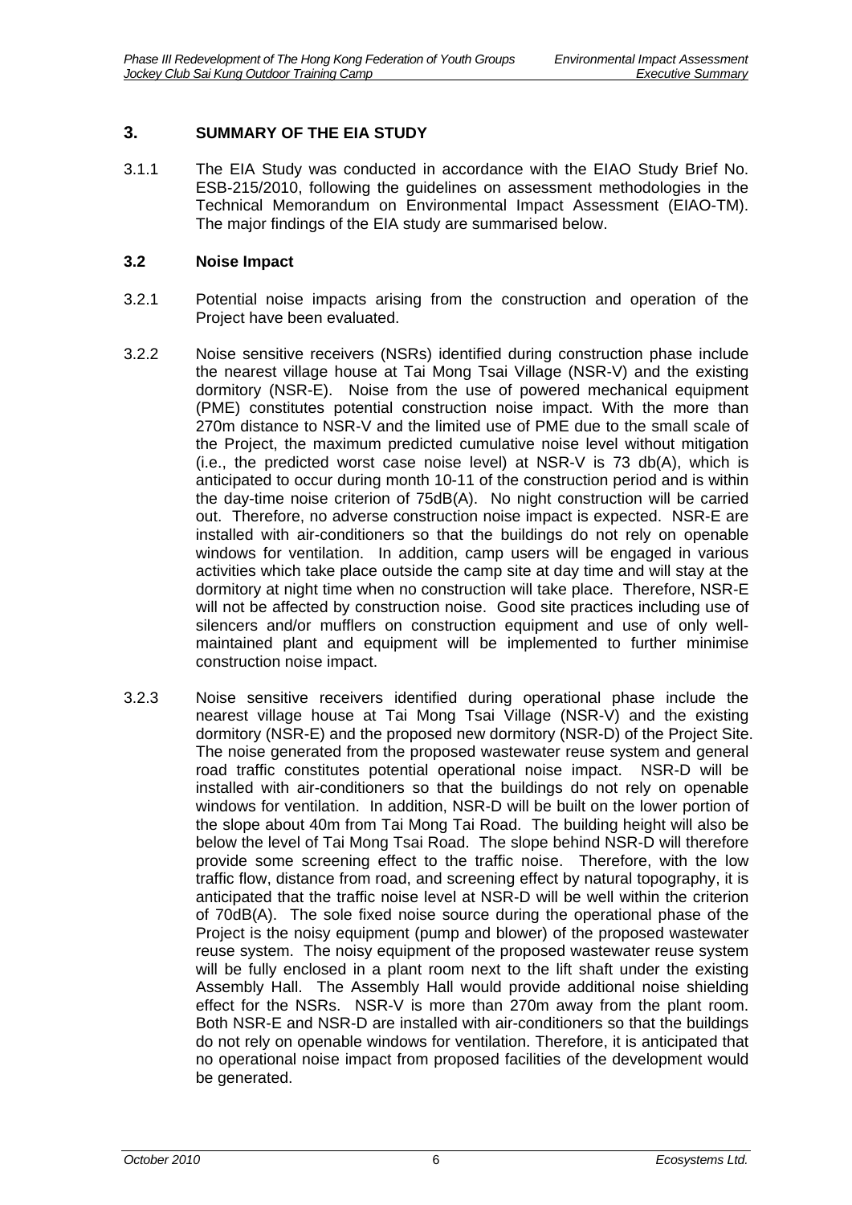## 3. SUMMARY OF THE EIA STUDY

3.1.1 The EIA Study was conducted in accordance with the EIAO Study Brief No. ESB-215/2010, following the guidelines on assessment methodologies in the Technical Memorandum on Environmental Impact Assessment (EIAO-TM). The major findings of the EIA study are summarised below.

### 3.2 Noise Impact

3.2.1 Potential noise impacts arising from the construction and operation of the Project have been evaluated.

3.2.2 Noise sensitive receivers (NSRs) identified during construction phase include the nearest village house at Tai Mong Tsai Village (NSR-V) and the existing dormitory (NSR-E). Noise from the use of powered mechanical equipment (PME) constitutes potential construction noise impact. With the more than 270m distance to NSR-V and the limited use of PME due to the small scale of the Project, the maximum predicted cumulative noise level without mitigation (i.e., the predicted worst case noise level) at NSR-V is 73 db(A), which is anticipated to occur during month 10-11 of the construction period and is within the day-time noise criterion of 75dB(A). No night construction will be carried out. Therefore, no adverse construction noise impact is expected. NSR-E are installed with air-conditioners so that the buildings do not rely on openable windows for ventilation. In addition, camp users will be engaged in various activities which take place outside the camp site at day time and will stay at the dormitory at night time when no construction will take place. Therefore, NSR-E will not be affected by construction noise. Good site practices including use of silencers and/or mufflers on construction equipment and use of only well-maintained plant and equipment will be implemented to further minimise construction noise impact.

3.2.3 Noise sensitive receivers identified during operational phase include the nearest village house at Tai Mong Tsai Village (NSR-V) and the existing dormitory (NSR-E) and the proposed new dormitory (NSR-D) of the Project Site. The noise generated from the proposed wastewater reuse system and general road traffic constitutes potential operational noise impact. NSR-D will be installed with air-conditioners so that the buildings do not rely on openable windows for ventilation. In addition, NSR-D will be built on the lower portion of the slope about 40m from Tai Mong Tai Road. The building height will also be below the level of Tai Mong Tsai Road. The slope behind NSR-D will therefore provide some screening effect to the traffic noise. Therefore, with the low traffic flow, distance from road, and screening effect by natural topography, it is anticipated that the traffic noise level at NSR-D will be well within the criterion of 70dB(A). The sole fixed noise source during the operational phase of the Project is the noisy equipment (pump and blower) of the proposed wastewater reuse system. The noisy equipment of the proposed wastewater reuse system will be fully enclosed in a plant room next to the lift shaft under the existing Assembly Hall. The Assembly Hall would provide additional noise shielding effect for the NSRs. NSR-V is more than 270m away from the plant room. Both NSR-E and NSR-D are installed with air-conditioners so that the buildings do not rely on openable windows for ventilation. Therefore, it is anticipated that no operational noise impact from proposed facilities of the development would be generated.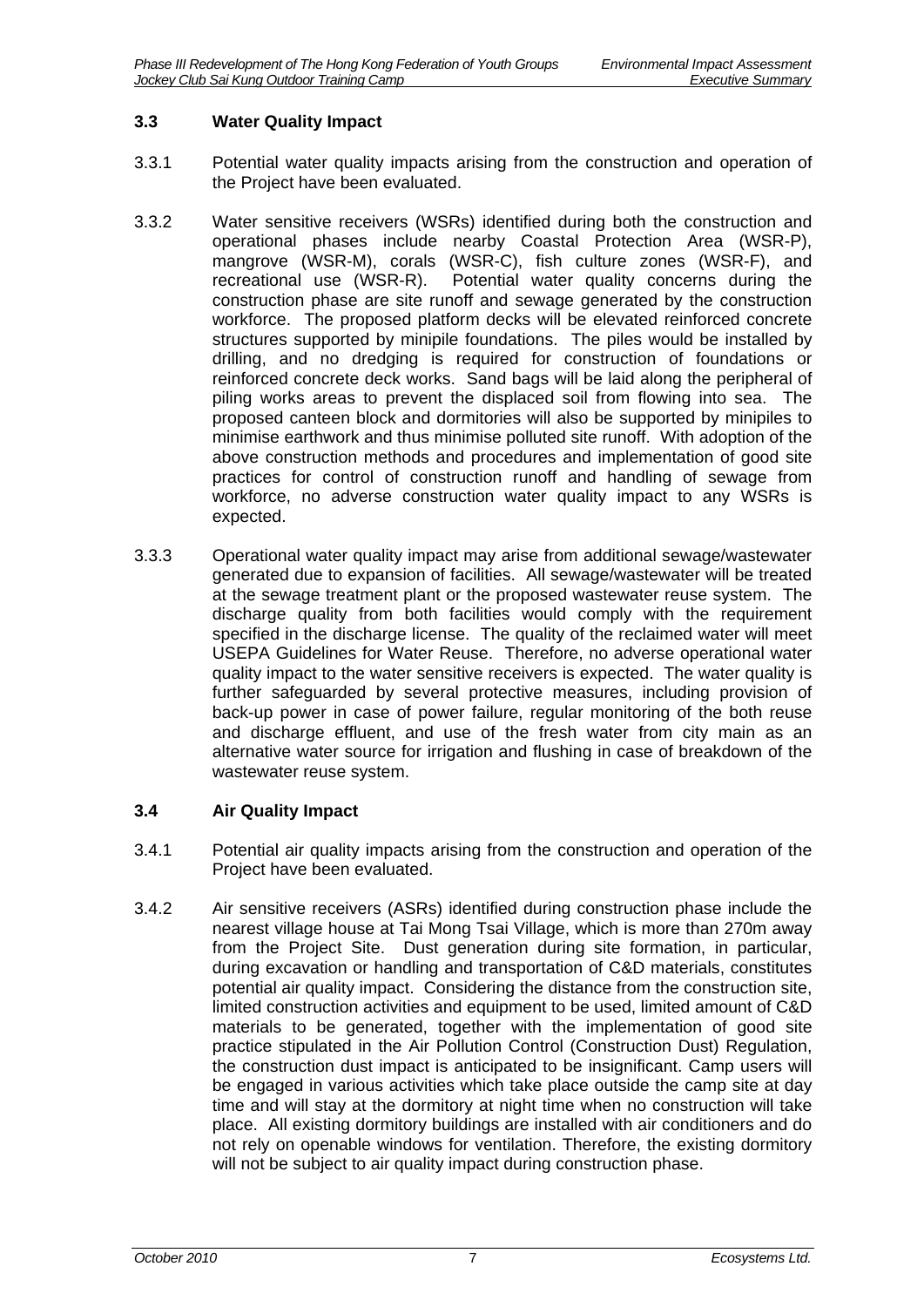### 3.3 Water Quality Impact

3.3.1 Potential water quality impacts arising from the construction and operation of the Project have been evaluated.

3.3.2 Water sensitive receivers (WSRs) identified during both the construction and operational phases include nearby Coastal Protection Area (WSR-P), mangrove (WSR-M), corals (WSR-C), fish culture zones (WSR-F), and recreational use (WSR-R). Potential water quality concerns during the construction phase are site runoff and sewage generated by the construction workforce. The proposed platform decks will be elevated reinforced concrete structures supported by minipile foundations. The piles would be installed by drilling, and no dredging is required for construction of foundations or reinforced concrete deck works. Sand bags will be laid along the peripheral of piling works areas to prevent the displaced soil from flowing into sea. The proposed canteen block and dormitories will also be supported by minipiles to minimise earthwork and thus minimise polluted site runoff. With adoption of the above construction methods and procedures and implementation of good site practices for control of construction runoff and handling of sewage from workforce, no adverse construction water quality impact to any WSRs is expected.

3.3.3 Operational water quality impact may arise from additional sewage/wastewater generated due to expansion of facilities. All sewage/wastewater will be treated at the sewage treatment plant or the proposed wastewater reuse system. The discharge quality from both facilities would comply with the requirement specified in the discharge license. The quality of the reclaimed water will meet USEPA Guidelines for Water Reuse. Therefore, no adverse operational water quality impact to the water sensitive receivers is expected. The water quality is further safeguarded by several protective measures, including provision of back-up power in case of power failure, regular monitoring of the both reuse and discharge effluent, and use of the fresh water from city main as an alternative water source for irrigation and flushing in case of breakdown of the wastewater reuse system.

### 3.4 Air Quality Impact

3.4.1 Potential air quality impacts arising from the construction and operation of the Project have been evaluated.

3.4.2 Air sensitive receivers (ASRs) identified during construction phase include the nearest village house at Tai Mong Tsai Village, which is more than 270m away from the Project Site. Dust generation during site formation, in particular, during excavation or handling and transportation of C&D materials, constitutes potential air quality impact. Considering the distance from the construction site, limited construction activities and equipment to be used, limited amount of C&D materials to be generated, together with the implementation of good site practice stipulated in the Air Pollution Control (Construction Dust) Regulation, the construction dust impact is anticipated to be insignificant. Camp users will be engaged in various activities which take place outside the camp site at day time and will stay at the dormitory at night time when no construction will take place. All existing dormitory buildings are installed with air conditioners and do not rely on openable windows for ventilation. Therefore, the existing dormitory will not be subject to air quality impact during construction phase.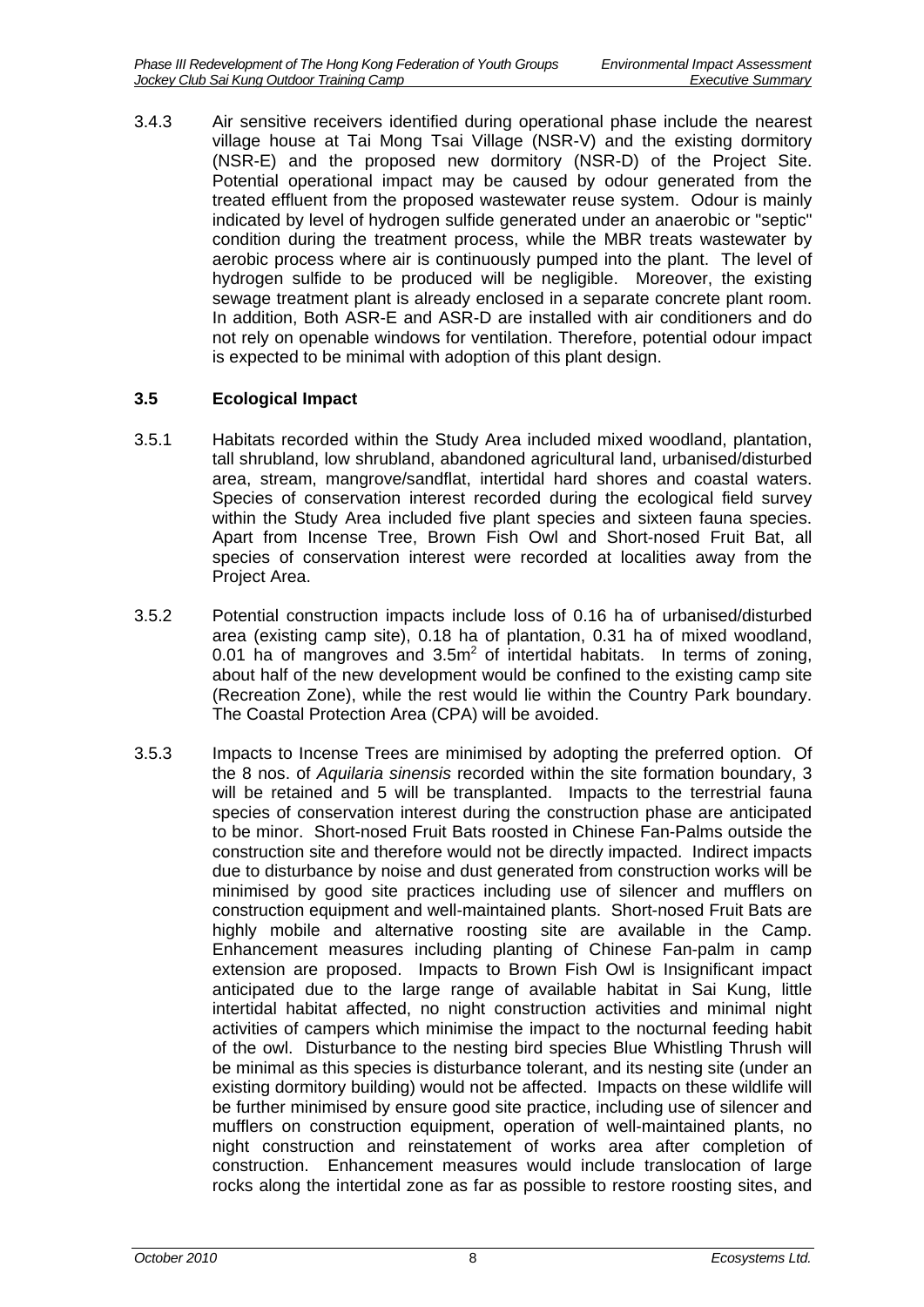3.4.3 Air sensitive receivers identified during operational phase include the nearest village house at Tai Mong Tsai Village (NSR-V) and the existing dormitory (NSR-E) and the proposed new dormitory (NSR-D) of the Project Site. Potential operational impact may be caused by odour generated from the treated effluent from the proposed wastewater reuse system. Odour is mainly indicated by level of hydrogen sulfide generated under an anaerobic or "septic" condition during the treatment process, while the MBR treats wastewater by aerobic process where air is continuously pumped into the plant. The level of hydrogen sulfide to be produced will be negligible. Moreover, the existing sewage treatment plant is already enclosed in a separate concrete plant room. In addition, Both ASR-E and ASR-D are installed with air conditioners and do not rely on openable windows for ventilation. Therefore, potential odour impact is expected to be minimal with adoption of this plant design.

### 3.5 Ecological Impact

3.5.1 Habitats recorded within the Study Area included mixed woodland, plantation, tall shrubland, low shrubland, abandoned agricultural land, urbanised/disturbed area, stream, mangrove/sandflat, intertidal hard shores and coastal waters. Species of conservation interest recorded during the ecological field survey within the Study Area included five plant species and sixteen fauna species. Apart from Incense Tree, Brown Fish Owl and Short-nosed Fruit Bat, all species of conservation interest were recorded at localities away from the Project Area.

3.5.2 Potential construction impacts include loss of 0.16 ha of urbanised/disturbed area (existing camp site), 0.18 ha of plantation, 0.31 ha of mixed woodland, 0.01 ha of mangroves and 3.5m$^2$ of intertidal habitats. In terms of zoning, about half of the new development would be confined to the existing camp site (Recreation Zone), while the rest would lie within the Country Park boundary. The Coastal Protection Area (CPA) will be avoided.

3.5.3 Impacts to Incense Trees are minimised by adopting the preferred option. Of the 8 nos. of *Aquilaria sinensis* recorded within the site formation boundary, 3 will be retained and 5 will be transplanted. Impacts to the terrestrial fauna species of conservation interest during the construction phase are anticipated to be minor. Short-nosed Fruit Bats roosted in Chinese Fan-Palms outside the construction site and therefore would not be directly impacted. Indirect impacts due to disturbance by noise and dust generated from construction works will be minimised by good site practices including use of silencer and mufflers on construction equipment and well-maintained plants. Short-nosed Fruit Bats are highly mobile and alternative roosting site are available in the Camp. Enhancement measures including planting of Chinese Fan-palm in camp extension are proposed. Impacts to Brown Fish Owl is Insignificant impact anticipated due to the large range of available habitat in Sai Kung, little intertidal habitat affected, no night construction activities and minimal night activities of campers which minimise the impact to the nocturnal feeding habit of the owl. Disturbance to the nesting bird species Blue Whistling Thrush will be minimal as this species is disturbance tolerant, and its nesting site (under an existing dormitory building) would not be affected. Impacts on these wildlife will be further minimised by ensure good site practice, including use of silencer and mufflers on construction equipment, operation of well-maintained plants, no night construction and reinstatement of works area after completion of construction. Enhancement measures would include translocation of large rocks along the intertidal zone as far as possible to restore roosting sites, and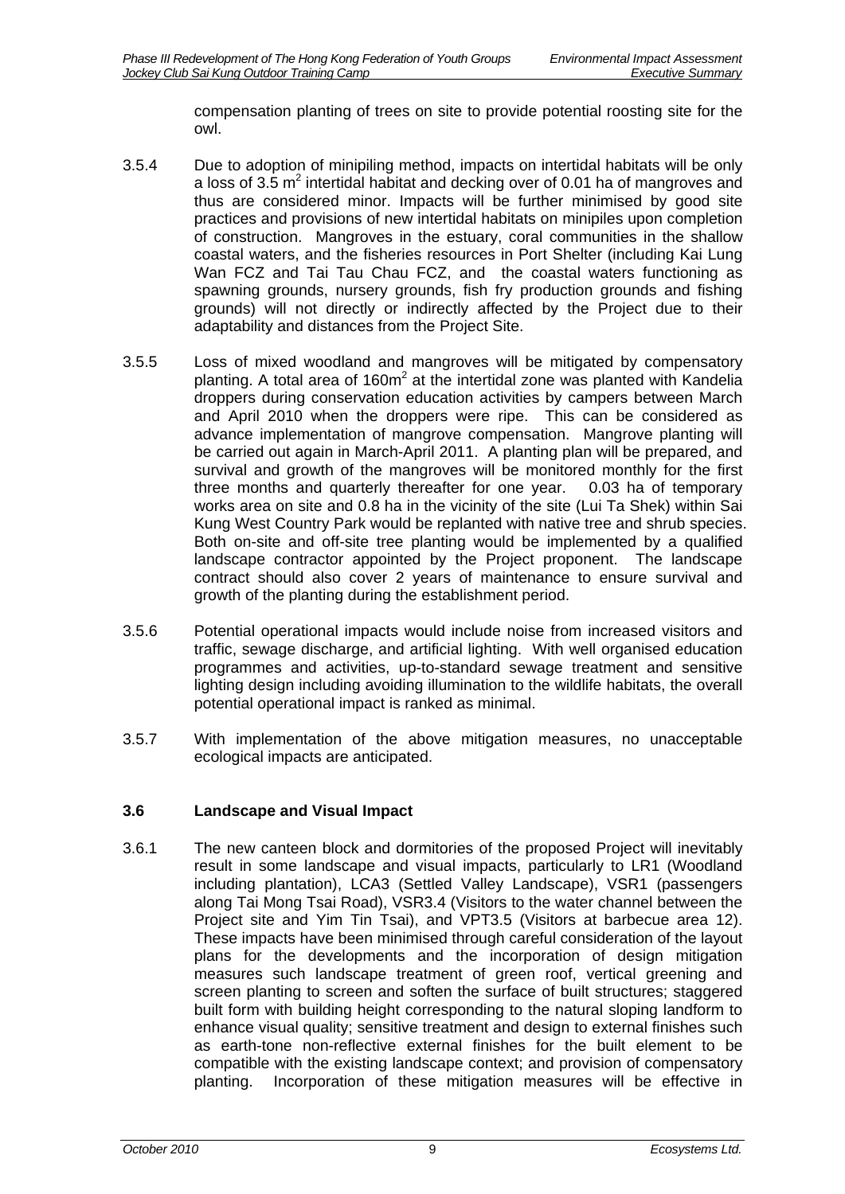compensation planting of trees on site to provide potential roosting site for the owl.

3.5.4 Due to adoption of minipiling method, impacts on intertidal habitats will be only a loss of 3.5 $m^2$ intertidal habitat and decking over of 0.01 ha of mangroves and thus are considered minor. Impacts will be further minimised by good site practices and provisions of new intertidal habitats on minipiles upon completion of construction. Mangroves in the estuary, coral communities in the shallow coastal waters, and the fisheries resources in Port Shelter (including Kai Lung Wan FCZ and Tai Tau Chau FCZ, and the coastal waters functioning as spawning grounds, nursery grounds, fish fry production grounds and fishing grounds) will not directly or indirectly affected by the Project due to their adaptability and distances from the Project Site.

3.5.5 Loss of mixed woodland and mangroves will be mitigated by compensatory planting. A total area of 160$m^2$ at the intertidal zone was planted with Kandelia droppers during conservation education activities by campers between March and April 2010 when the droppers were ripe. This can be considered as advance implementation of mangrove compensation. Mangrove planting will be carried out again in March-April 2011. A planting plan will be prepared, and survival and growth of the mangroves will be monitored monthly for the first three months and quarterly thereafter for one year. 0.03 ha of temporary works area on site and 0.8 ha in the vicinity of the site (Lui Ta Shek) within Sai Kung West Country Park would be replanted with native tree and shrub species. Both on-site and off-site tree planting would be implemented by a qualified landscape contractor appointed by the Project proponent. The landscape contract should also cover 2 years of maintenance to ensure survival and growth of the planting during the establishment period.

3.5.6 Potential operational impacts would include noise from increased visitors and traffic, sewage discharge, and artificial lighting. With well organised education programmes and activities, up-to-standard sewage treatment and sensitive lighting design including avoiding illumination to the wildlife habitats, the overall potential operational impact is ranked as minimal.

3.5.7 With implementation of the above mitigation measures, no unacceptable ecological impacts are anticipated.

### 3.6 Landscape and Visual Impact

3.6.1 The new canteen block and dormitories of the proposed Project will inevitably result in some landscape and visual impacts, particularly to LR1 (Woodland including plantation), LCA3 (Settled Valley Landscape), VSR1 (passengers along Tai Mong Tsai Road), VSR3.4 (Visitors to the water channel between the Project site and Yim Tin Tsai), and VPT3.5 (Visitors at barbecue area 12). These impacts have been minimised through careful consideration of the layout plans for the developments and the incorporation of design mitigation measures such landscape treatment of green roof, vertical greening and screen planting to screen and soften the surface of built structures; staggered built form with building height corresponding to the natural sloping landform to enhance visual quality; sensitive treatment and design to external finishes such as earth-tone non-reflective external finishes for the built element to be compatible with the existing landscape context; and provision of compensatory planting. Incorporation of these mitigation measures will be effective in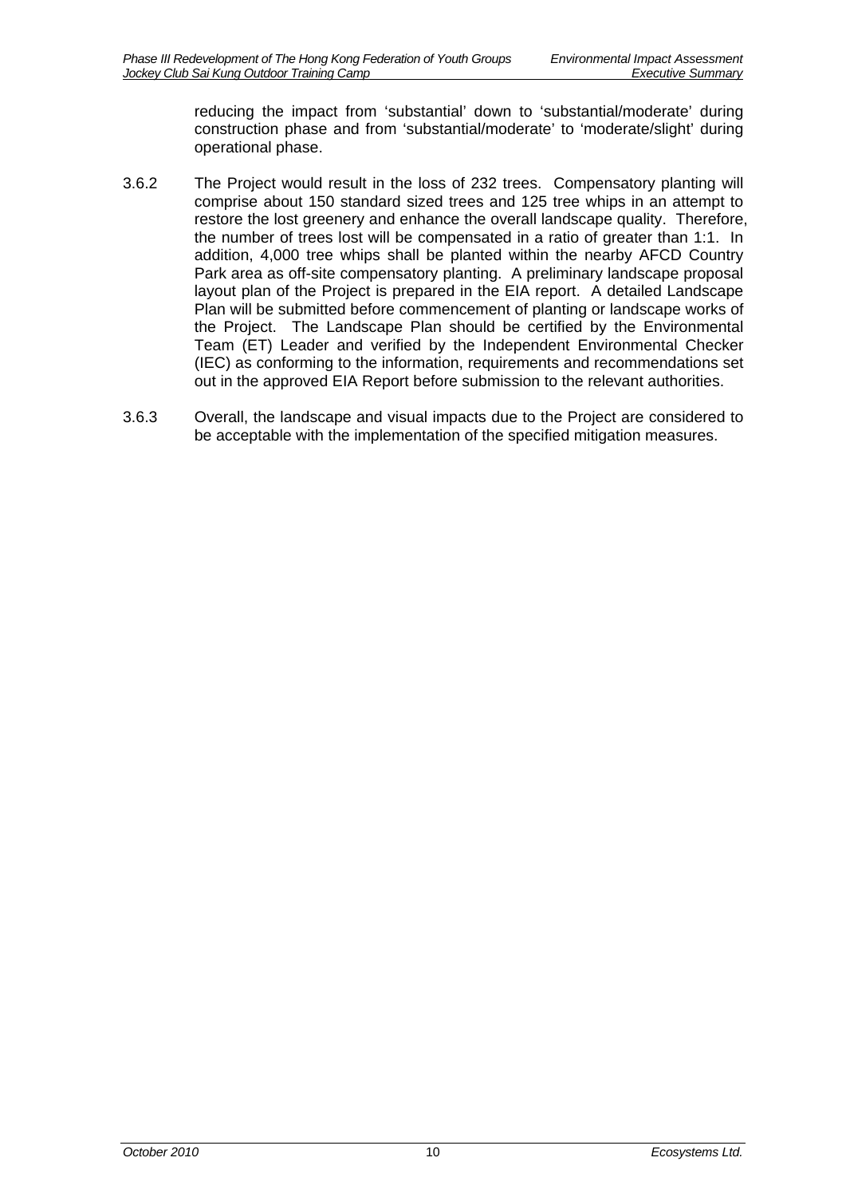reducing the impact from 'substantial' down to 'substantial/moderate' during construction phase and from 'substantial/moderate' to 'moderate/slight' during operational phase.

3.6.2 The Project would result in the loss of 232 trees. Compensatory planting will comprise about 150 standard sized trees and 125 tree whips in an attempt to restore the lost greenery and enhance the overall landscape quality. Therefore, the number of trees lost will be compensated in a ratio of greater than 1:1. In addition, 4,000 tree whips shall be planted within the nearby AFCD Country Park area as off-site compensatory planting. A preliminary landscape proposal layout plan of the Project is prepared in the EIA report. A detailed Landscape Plan will be submitted before commencement of planting or landscape works of the Project. The Landscape Plan should be certified by the Environmental Team (ET) Leader and verified by the Independent Environmental Checker (IEC) as conforming to the information, requirements and recommendations set out in the approved EIA Report before submission to the relevant authorities.

3.6.3 Overall, the landscape and visual impacts due to the Project are considered to be acceptable with the implementation of the specified mitigation measures.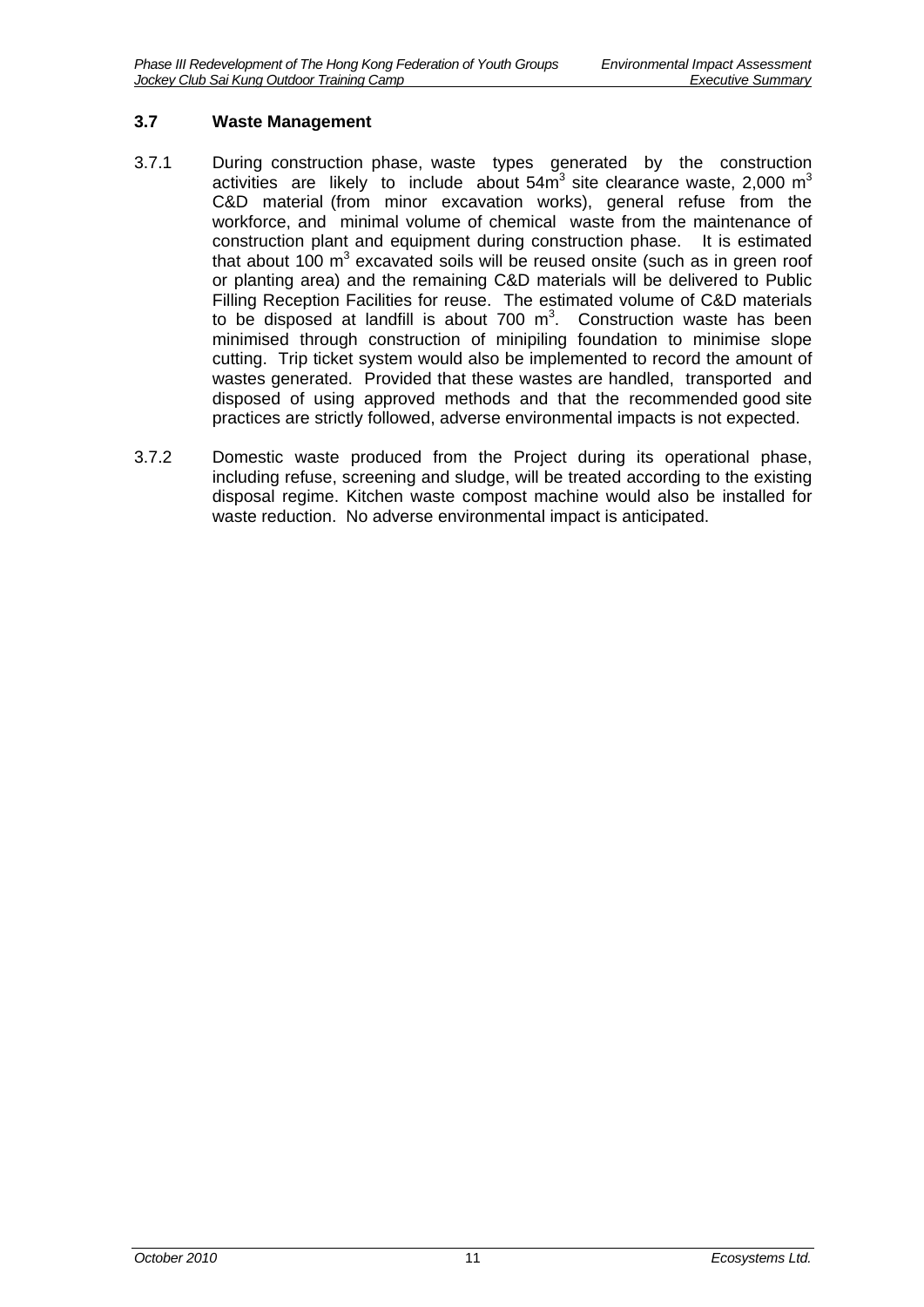### 3.7 Waste Management

3.7.1 During construction phase, waste types generated by the construction activities are likely to include about $54m^3$ site clearance waste, 2,000 $m^3$ C&D material (from minor excavation works), general refuse from the workforce, and minimal volume of chemical waste from the maintenance of construction plant and equipment during construction phase. It is estimated that about 100 $m^3$ excavated soils will be reused onsite (such as in green roof or planting area) and the remaining C&D materials will be delivered to Public Filling Reception Facilities for reuse. The estimated volume of C&D materials to be disposed at landfill is about 700 $m^3$. Construction waste has been minimised through construction of minipiling foundation to minimise slope cutting. Trip ticket system would also be implemented to record the amount of wastes generated. Provided that these wastes are handled, transported and disposed of using approved methods and that the recommended good site practices are strictly followed, adverse environmental impacts is not expected.

3.7.2 Domestic waste produced from the Project during its operational phase, including refuse, screening and sludge, will be treated according to the existing disposal regime. Kitchen waste compost machine would also be installed for waste reduction. No adverse environmental impact is anticipated.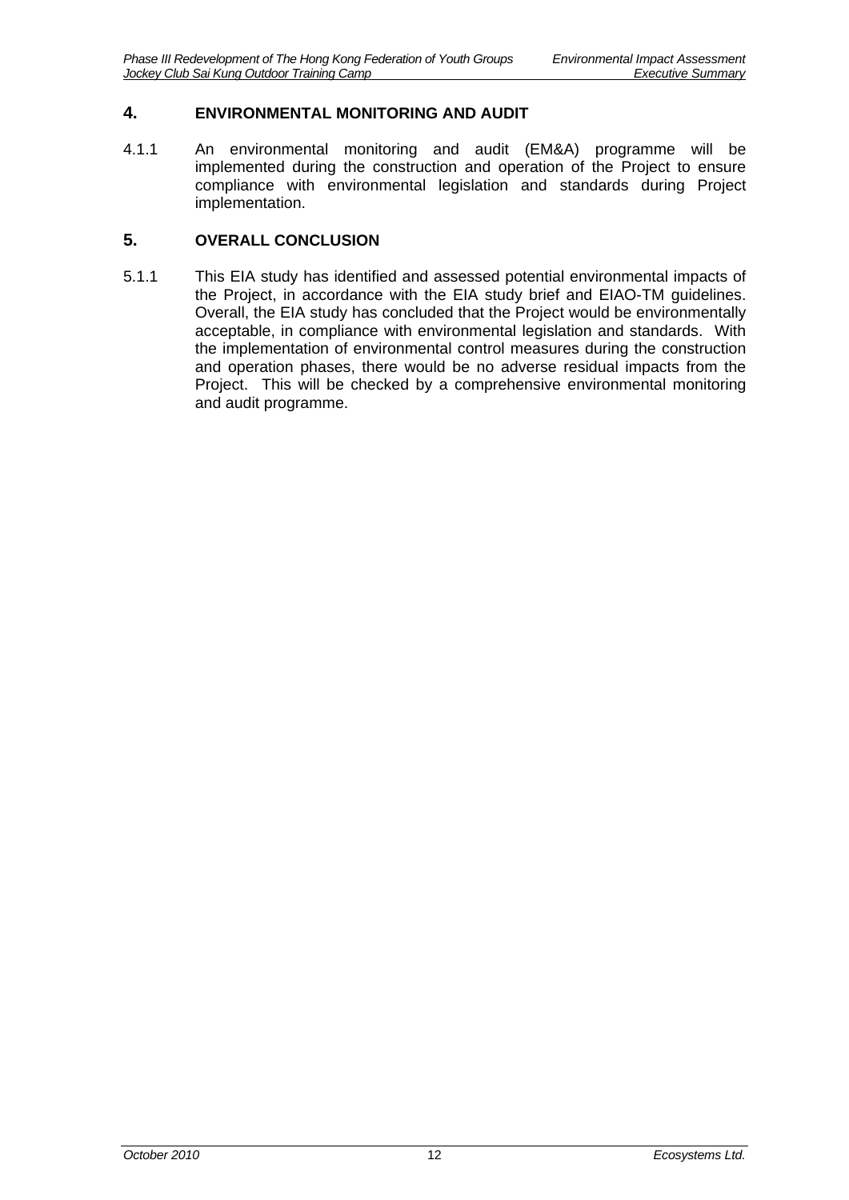## 4. ENVIRONMENTAL MONITORING AND AUDIT

4.1.1 An environmental monitoring and audit (EM&A) programme will be implemented during the construction and operation of the Project to ensure compliance with environmental legislation and standards during Project implementation.

## 5. OVERALL CONCLUSION

5.1.1 This EIA study has identified and assessed potential environmental impacts of the Project, in accordance with the EIA study brief and EIAO-TM guidelines. Overall, the EIA study has concluded that the Project would be environmentally acceptable, in compliance with environmental legislation and standards. With the implementation of environmental control measures during the construction and operation phases, there would be no adverse residual impacts from the Project. This will be checked by a comprehensive environmental monitoring and audit programme.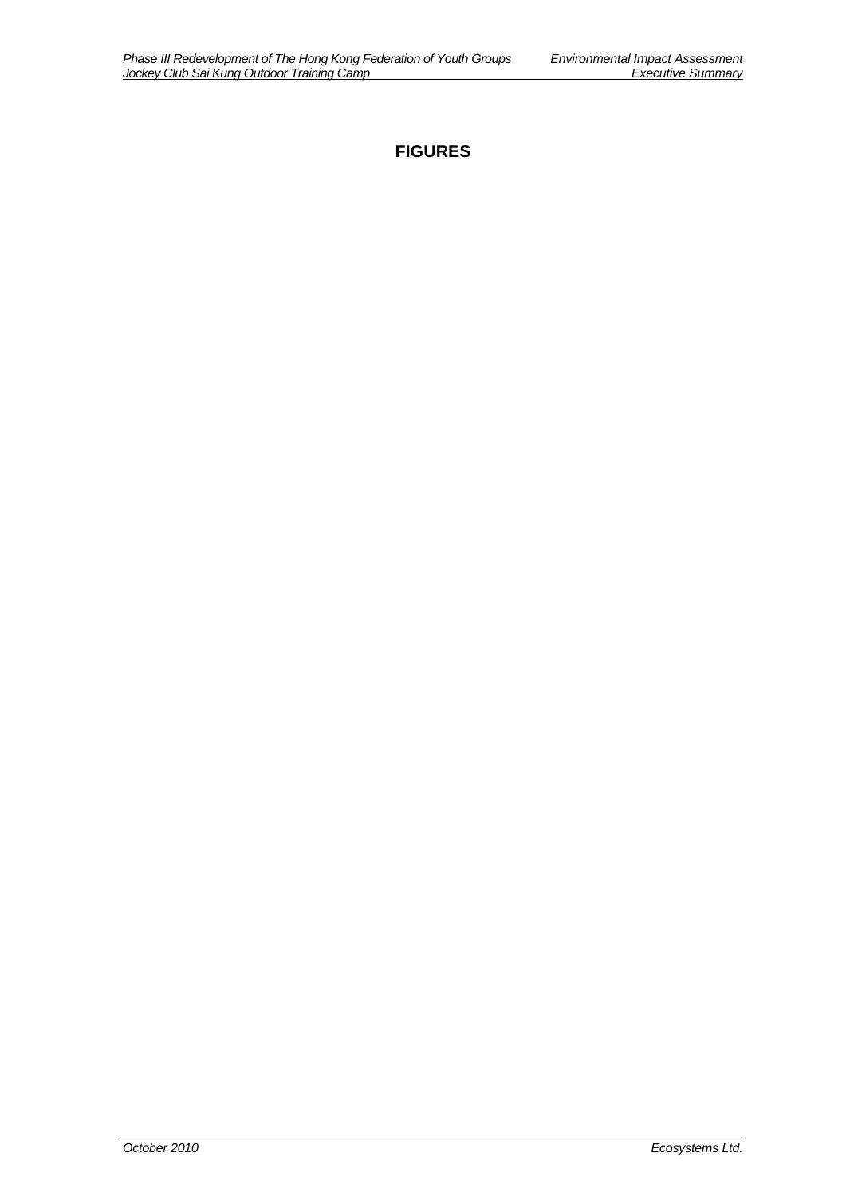# FIGURES